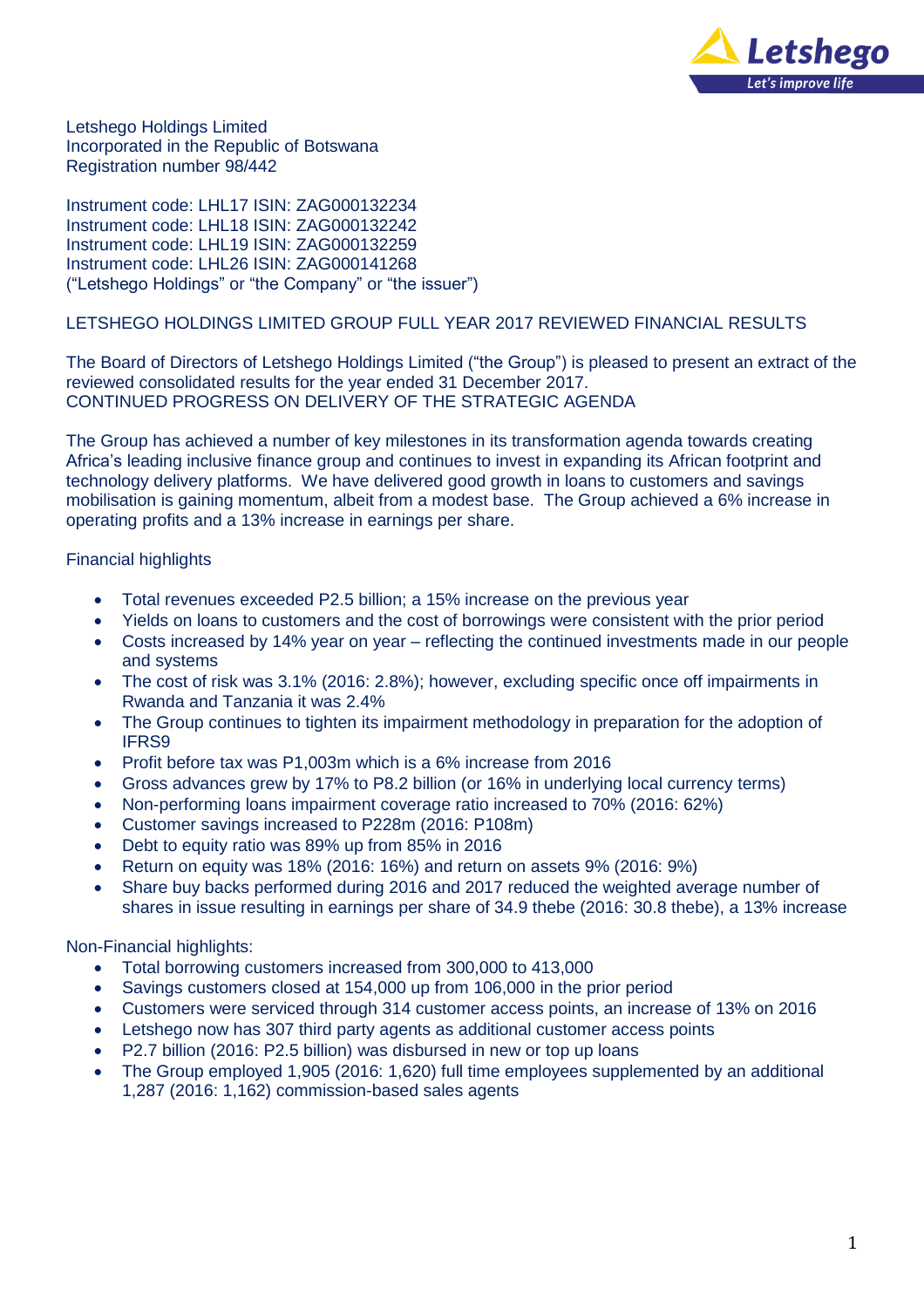Letshego Holdings Limited
Incorporated in the Republic of Botswana
Registration number 98/442

Instrument code: LHL17 ISIN: ZAG000132234
Instrument code: LHL18 ISIN: ZAG000132242
Instrument code: LHL19 ISIN: ZAG000132259
Instrument code: LHL26 ISIN: ZAG000141268
("Letshego Holdings" or "the Company" or "the issuer")

# LETSHEGO HOLDINGS LIMITED GROUP FULL YEAR 2017 REVIEWED FINANCIAL RESULTS

The Board of Directors of Letshego Holdings Limited ("the Group") is pleased to present an extract of the reviewed consolidated results for the year ended 31 December 2017.

## CONTINUED PROGRESS ON DELIVERY OF THE STRATEGIC AGENDA

The Group has achieved a number of key milestones in its transformation agenda towards creating Africa's leading inclusive finance group and continues to invest in expanding its African footprint and technology delivery platforms. We have delivered good growth in loans to customers and savings mobilisation is gaining momentum, albeit from a modest base. The Group achieved a 6% increase in operating profits and a 13% increase in earnings per share.

### Financial highlights

- Total revenues exceeded P2.5 billion; a 15% increase on the previous year
- Yields on loans to customers and the cost of borrowings were consistent with the prior period
- Costs increased by 14% year on year – reflecting the continued investments made in our people and systems
- The cost of risk was 3.1% (2016: 2.8%); however, excluding specific once off impairments in Rwanda and Tanzania it was 2.4%
- The Group continues to tighten its impairment methodology in preparation for the adoption of IFRS9
- Profit before tax was P1,003m which is a 6% increase from 2016
- Gross advances grew by 17% to P8.2 billion (or 16% in underlying local currency terms)
- Non-performing loans impairment coverage ratio increased to 70% (2016: 62%)
- Customer savings increased to P228m (2016: P108m)
- Debt to equity ratio was 89% up from 85% in 2016
- Return on equity was 18% (2016: 16%) and return on assets 9% (2016: 9%)
- Share buy backs performed during 2016 and 2017 reduced the weighted average number of shares in issue resulting in earnings per share of 34.9 thebe (2016: 30.8 thebe), a 13% increase

### Non-Financial highlights:

- Total borrowing customers increased from 300,000 to 413,000
- Savings customers closed at 154,000 up from 106,000 in the prior period
- Customers were serviced through 314 customer access points, an increase of 13% on 2016
- Letshego now has 307 third party agents as additional customer access points
- P2.7 billion (2016: P2.5 billion) was disbursed in new or top up loans
- The Group employed 1,905 (2016: 1,620) full time employees supplemented by an additional 1,287 (2016: 1,162) commission-based sales agents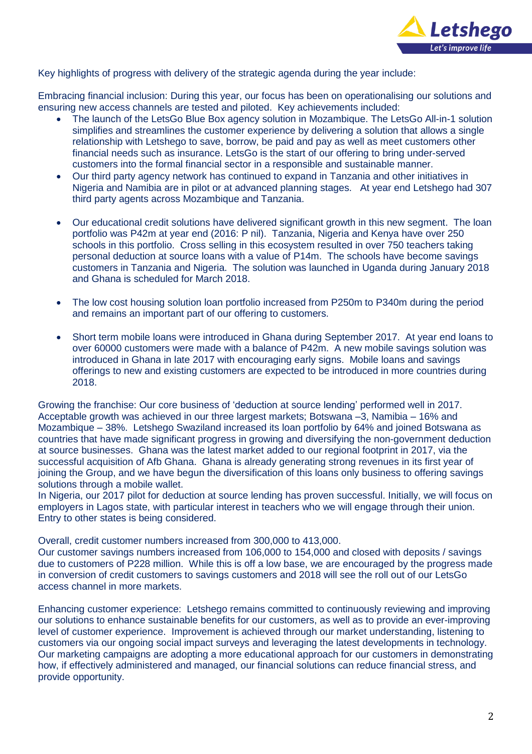Key highlights of progress with delivery of the strategic agenda during the year include:

Embracing financial inclusion: During this year, our focus has been on operationalising our solutions and ensuring new access channels are tested and piloted. Key achievements included:

- The launch of the LetsGo Blue Box agency solution in Mozambique. The LetsGo All-in-1 solution simplifies and streamlines the customer experience by delivering a solution that allows a single relationship with Letshego to save, borrow, be paid and pay as well as meet customers other financial needs such as insurance. LetsGo is the start of our offering to bring under-served customers into the formal financial sector in a responsible and sustainable manner.
- Our third party agency network has continued to expand in Tanzania and other initiatives in Nigeria and Namibia are in pilot or at advanced planning stages. At year end Letshego had 307 third party agents across Mozambique and Tanzania.
- Our educational credit solutions have delivered significant growth in this new segment. The loan portfolio was P42m at year end (2016: P nil). Tanzania, Nigeria and Kenya have over 250 schools in this portfolio. Cross selling in this ecosystem resulted in over 750 teachers taking personal deduction at source loans with a value of P14m. The schools have become savings customers in Tanzania and Nigeria. The solution was launched in Uganda during January 2018 and Ghana is scheduled for March 2018.
- The low cost housing solution loan portfolio increased from P250m to P340m during the period and remains an important part of our offering to customers.
- Short term mobile loans were introduced in Ghana during September 2017. At year end loans to over 60000 customers were made with a balance of P42m. A new mobile savings solution was introduced in Ghana in late 2017 with encouraging early signs. Mobile loans and savings offerings to new and existing customers are expected to be introduced in more countries during 2018.

Growing the franchise: Our core business of 'deduction at source lending' performed well in 2017. Acceptable growth was achieved in our three largest markets; Botswana –3, Namibia – 16% and Mozambique – 38%. Letshego Swaziland increased its loan portfolio by 64% and joined Botswana as countries that have made significant progress in growing and diversifying the non-government deduction at source businesses. Ghana was the latest market added to our regional footprint in 2017, via the successful acquisition of Afb Ghana. Ghana is already generating strong revenues in its first year of joining the Group, and we have begun the diversification of this loans only business to offering savings solutions through a mobile wallet.
In Nigeria, our 2017 pilot for deduction at source lending has proven successful. Initially, we will focus on employers in Lagos state, with particular interest in teachers who we will engage through their union. Entry to other states is being considered.

Overall, credit customer numbers increased from 300,000 to 413,000.
Our customer savings numbers increased from 106,000 to 154,000 and closed with deposits / savings due to customers of P228 million. While this is off a low base, we are encouraged by the progress made in conversion of credit customers to savings customers and 2018 will see the roll out of our LetsGo access channel in more markets.

Enhancing customer experience: Letshego remains committed to continuously reviewing and improving our solutions to enhance sustainable benefits for our customers, as well as to provide an ever-improving level of customer experience. Improvement is achieved through our market understanding, listening to customers via our ongoing social impact surveys and leveraging the latest developments in technology. Our marketing campaigns are adopting a more educational approach for our customers in demonstrating how, if effectively administered and managed, our financial solutions can reduce financial stress, and provide opportunity.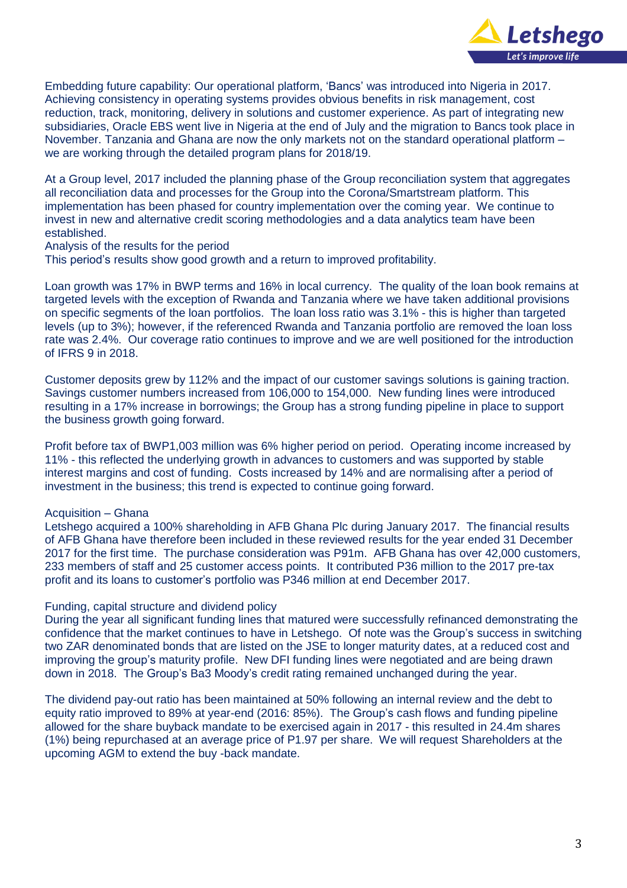Embedding future capability: Our operational platform, 'Bancs' was introduced into Nigeria in 2017. Achieving consistency in operating systems provides obvious benefits in risk management, cost reduction, track, monitoring, delivery in solutions and customer experience. As part of integrating new subsidiaries, Oracle EBS went live in Nigeria at the end of July and the migration to Bancs took place in November. Tanzania and Ghana are now the only markets not on the standard operational platform – we are working through the detailed program plans for 2018/19.

At a Group level, 2017 included the planning phase of the Group reconciliation system that aggregates all reconciliation data and processes for the Group into the Corona/Smartstream platform. This implementation has been phased for country implementation over the coming year. We continue to invest in new and alternative credit scoring methodologies and a data analytics team have been established.

Analysis of the results for the period

This period's results show good growth and a return to improved profitability.

Loan growth was 17% in BWP terms and 16% in local currency. The quality of the loan book remains at targeted levels with the exception of Rwanda and Tanzania where we have taken additional provisions on specific segments of the loan portfolios. The loan loss ratio was 3.1% - this is higher than targeted levels (up to 3%); however, if the referenced Rwanda and Tanzania portfolio are removed the loan loss rate was 2.4%. Our coverage ratio continues to improve and we are well positioned for the introduction of IFRS 9 in 2018.

Customer deposits grew by 112% and the impact of our customer savings solutions is gaining traction. Savings customer numbers increased from 106,000 to 154,000. New funding lines were introduced resulting in a 17% increase in borrowings; the Group has a strong funding pipeline in place to support the business growth going forward.

Profit before tax of BWP1,003 million was 6% higher period on period. Operating income increased by 11% - this reflected the underlying growth in advances to customers and was supported by stable interest margins and cost of funding. Costs increased by 14% and are normalising after a period of investment in the business; this trend is expected to continue going forward.

Acquisition – Ghana

Letshego acquired a 100% shareholding in AFB Ghana Plc during January 2017. The financial results of AFB Ghana have therefore been included in these reviewed results for the year ended 31 December 2017 for the first time. The purchase consideration was P91m. AFB Ghana has over 42,000 customers, 233 members of staff and 25 customer access points. It contributed P36 million to the 2017 pre-tax profit and its loans to customer's portfolio was P346 million at end December 2017.

Funding, capital structure and dividend policy

During the year all significant funding lines that matured were successfully refinanced demonstrating the confidence that the market continues to have in Letshego. Of note was the Group's success in switching two ZAR denominated bonds that are listed on the JSE to longer maturity dates, at a reduced cost and improving the group's maturity profile. New DFI funding lines were negotiated and are being drawn down in 2018. The Group's Ba3 Moody's credit rating remained unchanged during the year.

The dividend pay-out ratio has been maintained at 50% following an internal review and the debt to equity ratio improved to 89% at year-end (2016: 85%). The Group's cash flows and funding pipeline allowed for the share buyback mandate to be exercised again in 2017 - this resulted in 24.4m shares (1%) being repurchased at an average price of P1.97 per share. We will request Shareholders at the upcoming AGM to extend the buy -back mandate.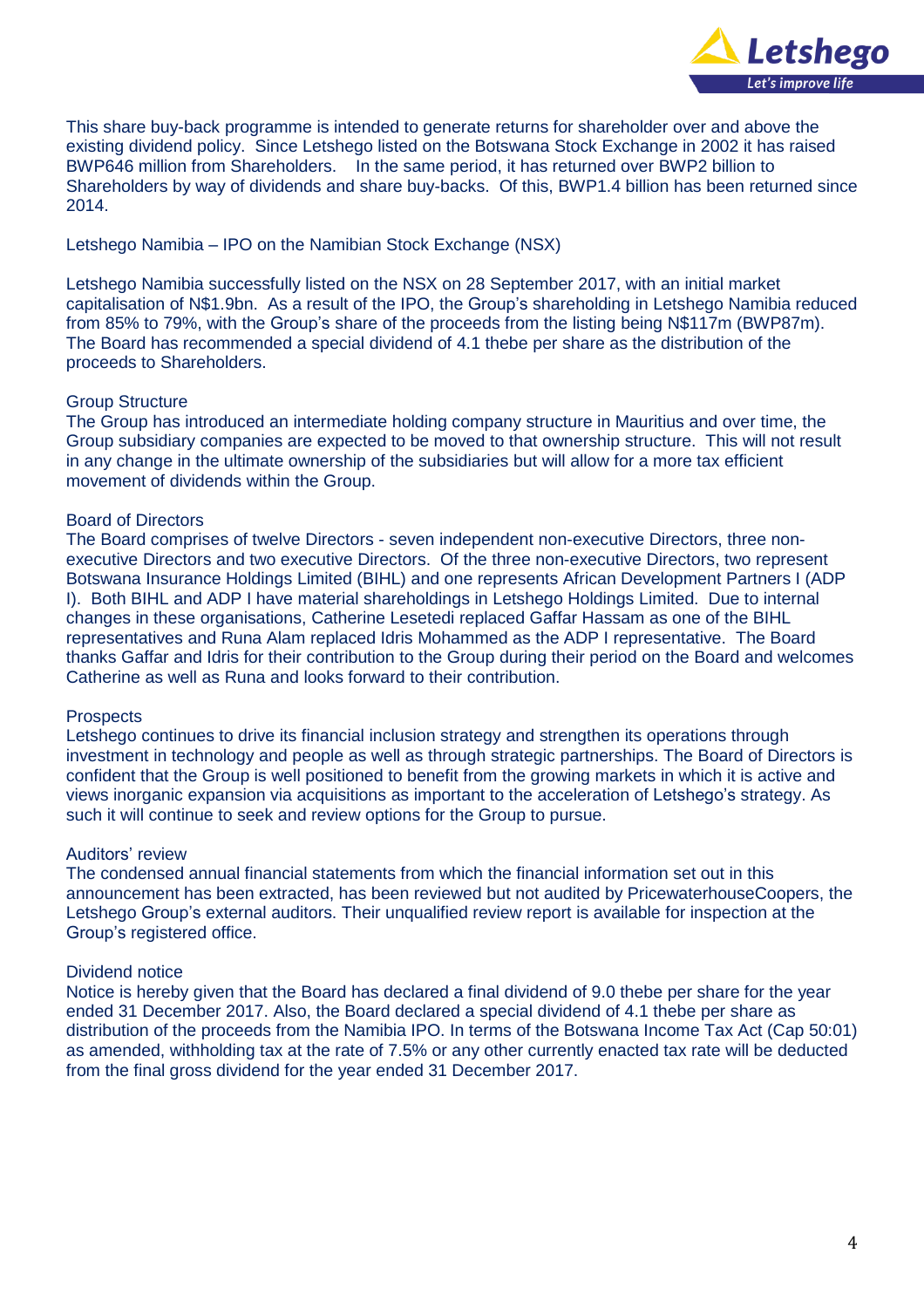This share buy-back programme is intended to generate returns for shareholder over and above the existing dividend policy. Since Letshego listed on the Botswana Stock Exchange in 2002 it has raised BWP646 million from Shareholders. In the same period, it has returned over BWP2 billion to Shareholders by way of dividends and share buy-backs. Of this, BWP1.4 billion has been returned since 2014.

## Letshego Namibia – IPO on the Namibian Stock Exchange (NSX)

Letshego Namibia successfully listed on the NSX on 28 September 2017, with an initial market capitalisation of N$1.9bn. As a result of the IPO, the Group's shareholding in Letshego Namibia reduced from 85% to 79%, with the Group's share of the proceeds from the listing being N$117m (BWP87m). The Board has recommended a special dividend of 4.1 thebe per share as the distribution of the proceeds to Shareholders.

## Group Structure

The Group has introduced an intermediate holding company structure in Mauritius and over time, the Group subsidiary companies are expected to be moved to that ownership structure. This will not result in any change in the ultimate ownership of the subsidiaries but will allow for a more tax efficient movement of dividends within the Group.

## Board of Directors

The Board comprises of twelve Directors - seven independent non-executive Directors, three non-executive Directors and two executive Directors. Of the three non-executive Directors, two represent Botswana Insurance Holdings Limited (BIHL) and one represents African Development Partners I (ADP I). Both BIHL and ADP I have material shareholdings in Letshego Holdings Limited. Due to internal changes in these organisations, Catherine Lesetedi replaced Gaffar Hassam as one of the BIHL representatives and Runa Alam replaced Idris Mohammed as the ADP I representative. The Board thanks Gaffar and Idris for their contribution to the Group during their period on the Board and welcomes Catherine as well as Runa and looks forward to their contribution.

## Prospects

Letshego continues to drive its financial inclusion strategy and strengthen its operations through investment in technology and people as well as through strategic partnerships. The Board of Directors is confident that the Group is well positioned to benefit from the growing markets in which it is active and views inorganic expansion via acquisitions as important to the acceleration of Letshego's strategy. As such it will continue to seek and review options for the Group to pursue.

## Auditors' review

The condensed annual financial statements from which the financial information set out in this announcement has been extracted, has been reviewed but not audited by PricewaterhouseCoopers, the Letshego Group's external auditors. Their unqualified review report is available for inspection at the Group's registered office.

## Dividend notice

Notice is hereby given that the Board has declared a final dividend of 9.0 thebe per share for the year ended 31 December 2017. Also, the Board declared a special dividend of 4.1 thebe per share as distribution of the proceeds from the Namibia IPO. In terms of the Botswana Income Tax Act (Cap 50:01) as amended, withholding tax at the rate of 7.5% or any other currently enacted tax rate will be deducted from the final gross dividend for the year ended 31 December 2017.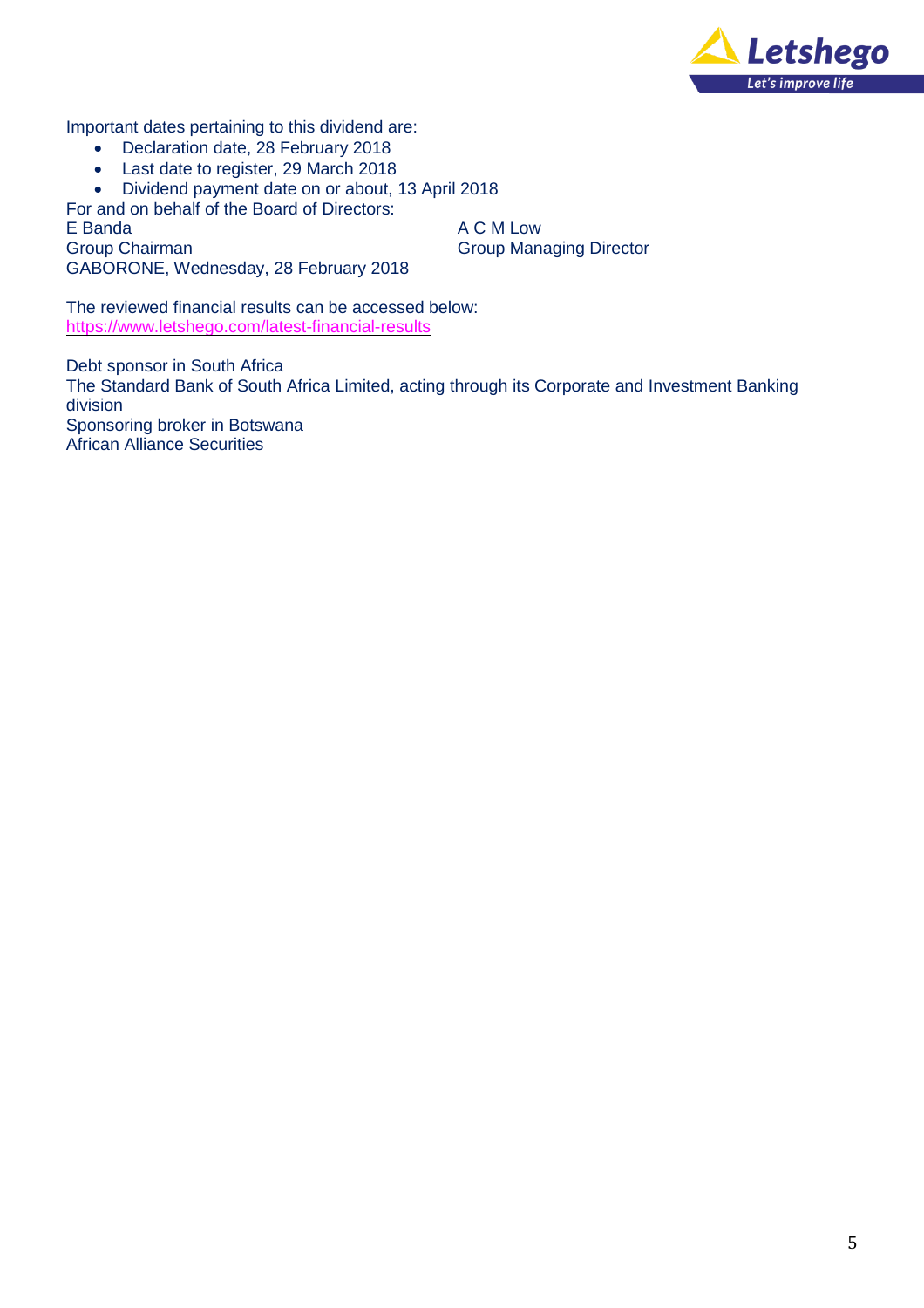Important dates pertaining to this dividend are:

- Declaration date, 28 February 2018
- Last date to register, 29 March 2018
- Dividend payment date on or about, 13 April 2018

For and on behalf of the Board of Directors:

E Banda
Group Chairman

A C M Low
Group Managing Director

GABORONE, Wednesday, 28 February 2018

The reviewed financial results can be accessed below:
https://www.letshego.com/latest-financial-results

Debt sponsor in South Africa
The Standard Bank of South Africa Limited, acting through its Corporate and Investment Banking division
Sponsoring broker in Botswana
African Alliance Securities